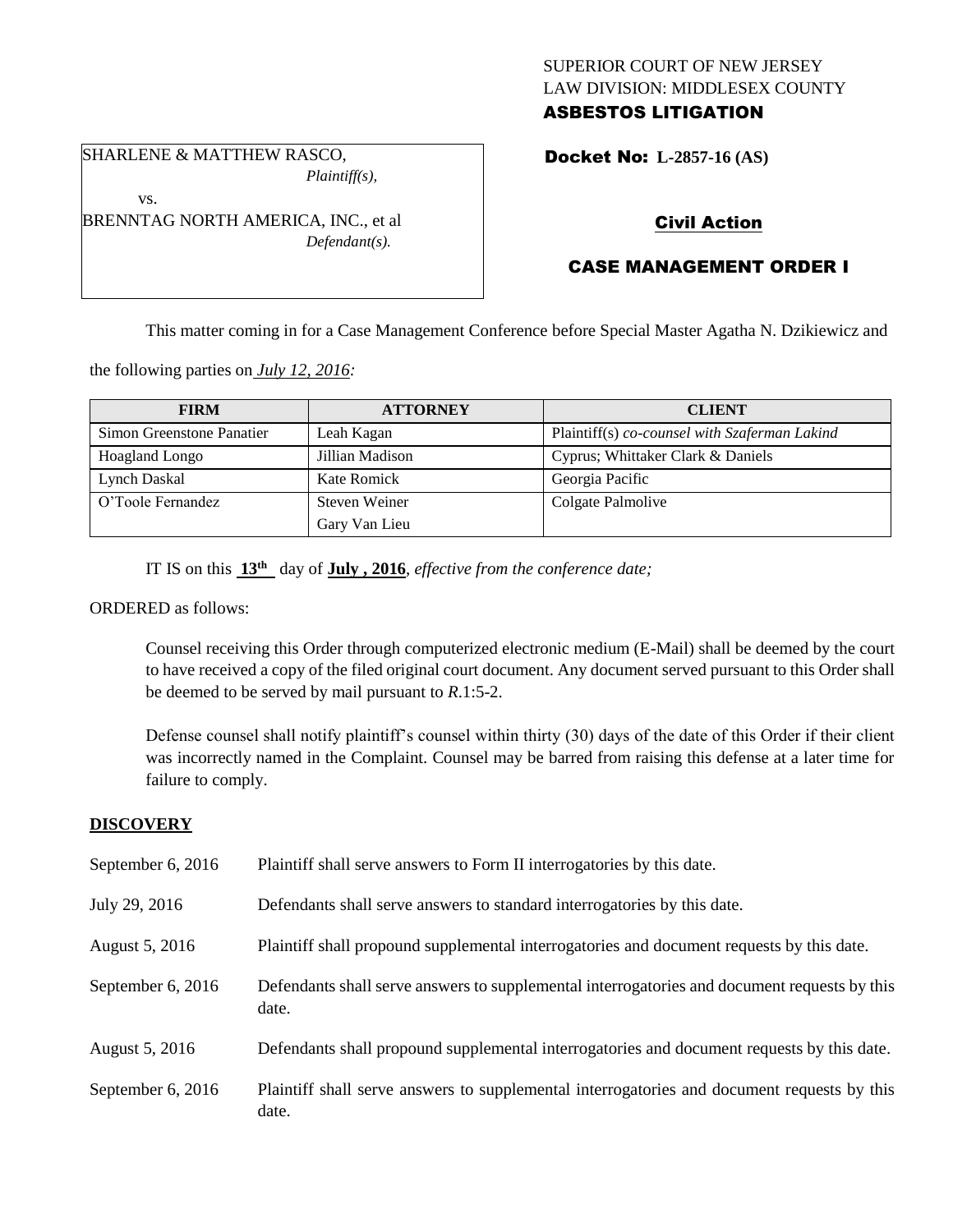SUPERIOR COURT OF NEW JERSEY
LAW DIVISION: MIDDLESEX COUNTY
**ASBESTOS LITIGATION**

SHARLENE & MATTHEW RASCO,
*Plaintiff(s),*
vs.
BRENNTAG NORTH AMERICA, INC., et al
*Defendant(s).*

**Docket No: L-2857-16 (AS)**

## Civil Action

## CASE MANAGEMENT ORDER I

This matter coming in for a Case Management Conference before Special Master Agatha N. Dzikiewicz and the following parties on *July 12, 2016:*

| FIRM | ATTORNEY | CLIENT |
|---|---|---|
| Simon Greenstone Panatier | Leah Kagan | Plaintiff(s) *co-counsel with Szaferman Lakind* |
| Hoagland Longo | Jillian Madison | Cyprus; Whittaker Clark & Daniels |
| Lynch Daskal | Kate Romick | Georgia Pacific |
| O'Toole Fernandez | Steven Weiner<br>Gary Van Lieu | Colgate Palmolive |

IT IS on this **13th** day of **July , 2016**, *effective from the conference date;*

ORDERED as follows:

Counsel receiving this Order through computerized electronic medium (E-Mail) shall be deemed by the court to have received a copy of the filed original court document. Any document served pursuant to this Order shall be deemed to be served by mail pursuant to *R*.1:5-2.

Defense counsel shall notify plaintiff's counsel within thirty (30) days of the date of this Order if their client was incorrectly named in the Complaint. Counsel may be barred from raising this defense at a later time for failure to comply.

## DISCOVERY

| | |
|---|---|
| September 6, 2016 | Plaintiff shall serve answers to Form II interrogatories by this date. |
| July 29, 2016 | Defendants shall serve answers to standard interrogatories by this date. |
| August 5, 2016 | Plaintiff shall propound supplemental interrogatories and document requests by this date. |
| September 6, 2016 | Defendants shall serve answers to supplemental interrogatories and document requests by this date. |
| August 5, 2016 | Defendants shall propound supplemental interrogatories and document requests by this date. |
| September 6, 2016 | Plaintiff shall serve answers to supplemental interrogatories and document requests by this date. |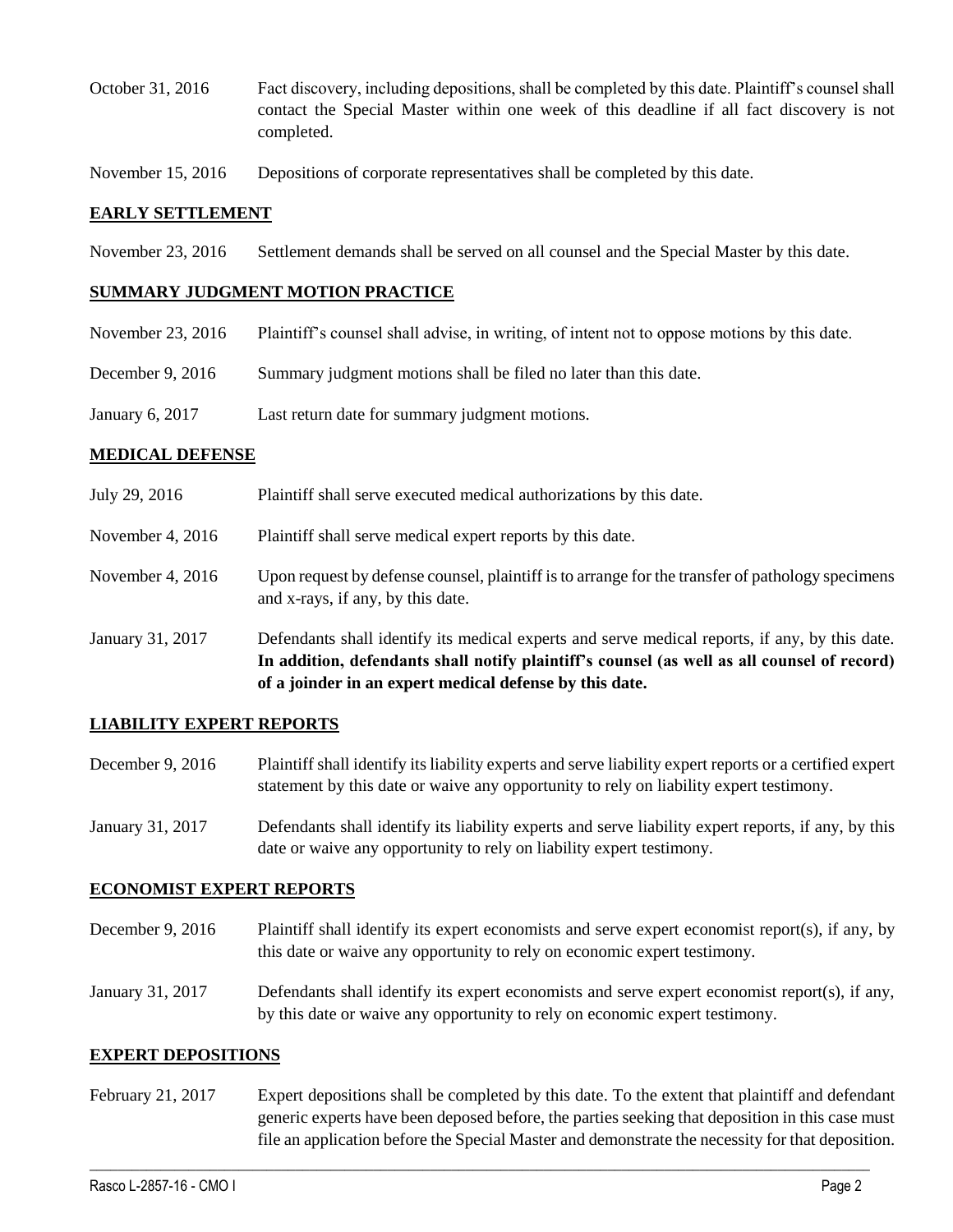October 31, 2016 Fact discovery, including depositions, shall be completed by this date. Plaintiff's counsel shall contact the Special Master within one week of this deadline if all fact discovery is not completed.

November 15, 2016 Depositions of corporate representatives shall be completed by this date.

## EARLY SETTLEMENT

November 23, 2016 Settlement demands shall be served on all counsel and the Special Master by this date.

## SUMMARY JUDGMENT MOTION PRACTICE

November 23, 2016 Plaintiff's counsel shall advise, in writing, of intent not to oppose motions by this date.

December 9, 2016 Summary judgment motions shall be filed no later than this date.

January 6, 2017 Last return date for summary judgment motions.

## MEDICAL DEFENSE

July 29, 2016 Plaintiff shall serve executed medical authorizations by this date.

November 4, 2016 Plaintiff shall serve medical expert reports by this date.

November 4, 2016 Upon request by defense counsel, plaintiff is to arrange for the transfer of pathology specimens and x-rays, if any, by this date.

January 31, 2017 Defendants shall identify its medical experts and serve medical reports, if any, by this date. **In addition, defendants shall notify plaintiff's counsel (as well as all counsel of record) of a joinder in an expert medical defense by this date.**

## LIABILITY EXPERT REPORTS

December 9, 2016 Plaintiff shall identify its liability experts and serve liability expert reports or a certified expert statement by this date or waive any opportunity to rely on liability expert testimony.

January 31, 2017 Defendants shall identify its liability experts and serve liability expert reports, if any, by this date or waive any opportunity to rely on liability expert testimony.

## ECONOMIST EXPERT REPORTS

December 9, 2016 Plaintiff shall identify its expert economists and serve expert economist report(s), if any, by this date or waive any opportunity to rely on economic expert testimony.

January 31, 2017 Defendants shall identify its expert economists and serve expert economist report(s), if any, by this date or waive any opportunity to rely on economic expert testimony.

## EXPERT DEPOSITIONS

February 21, 2017 Expert depositions shall be completed by this date. To the extent that plaintiff and defendant generic experts have been deposed before, the parties seeking that deposition in this case must file an application before the Special Master and demonstrate the necessity for that deposition.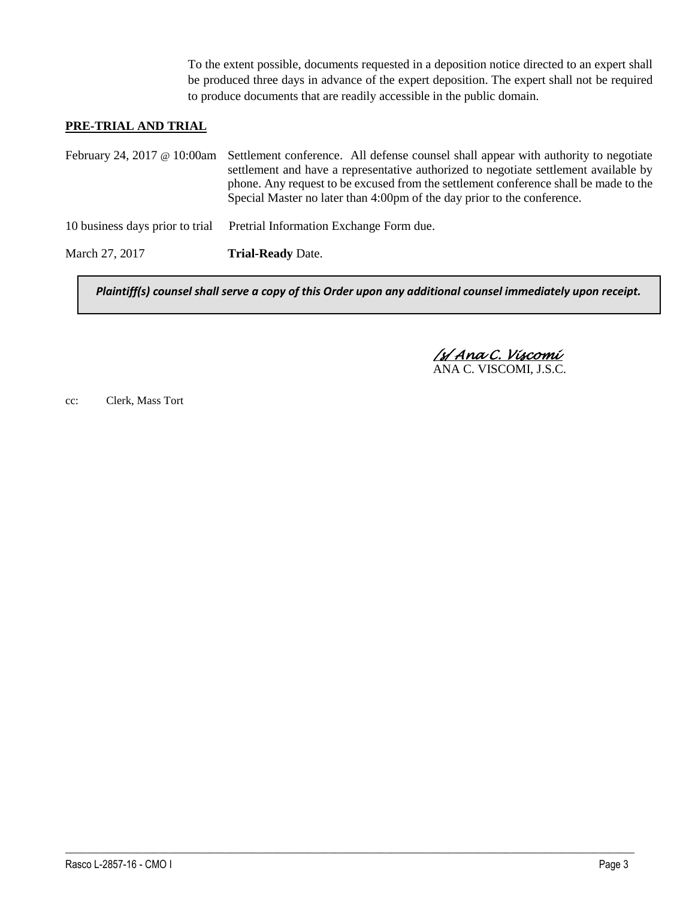To the extent possible, documents requested in a deposition notice directed to an expert shall be produced three days in advance of the expert deposition. The expert shall not be required to produce documents that are readily accessible in the public domain.

**PRE-TRIAL AND TRIAL**

| | |
|---|---|
| February 24, 2017 @ 10:00am | Settlement conference. All defense counsel shall appear with authority to negotiate settlement and have a representative authorized to negotiate settlement available by phone. Any request to be excused from the settlement conference shall be made to the Special Master no later than 4:00pm of the day prior to the conference. |
| 10 business days prior to trial | Pretrial Information Exchange Form due. |
| March 27, 2017 | **Trial-Ready** Date. |

***Plaintiff(s) counsel shall serve a copy of this Order upon any additional counsel immediately upon receipt.***

/s/ Ana C. Viscomi
ANA C. VISCOMI, J.S.C.

cc: Clerk, Mass Tort